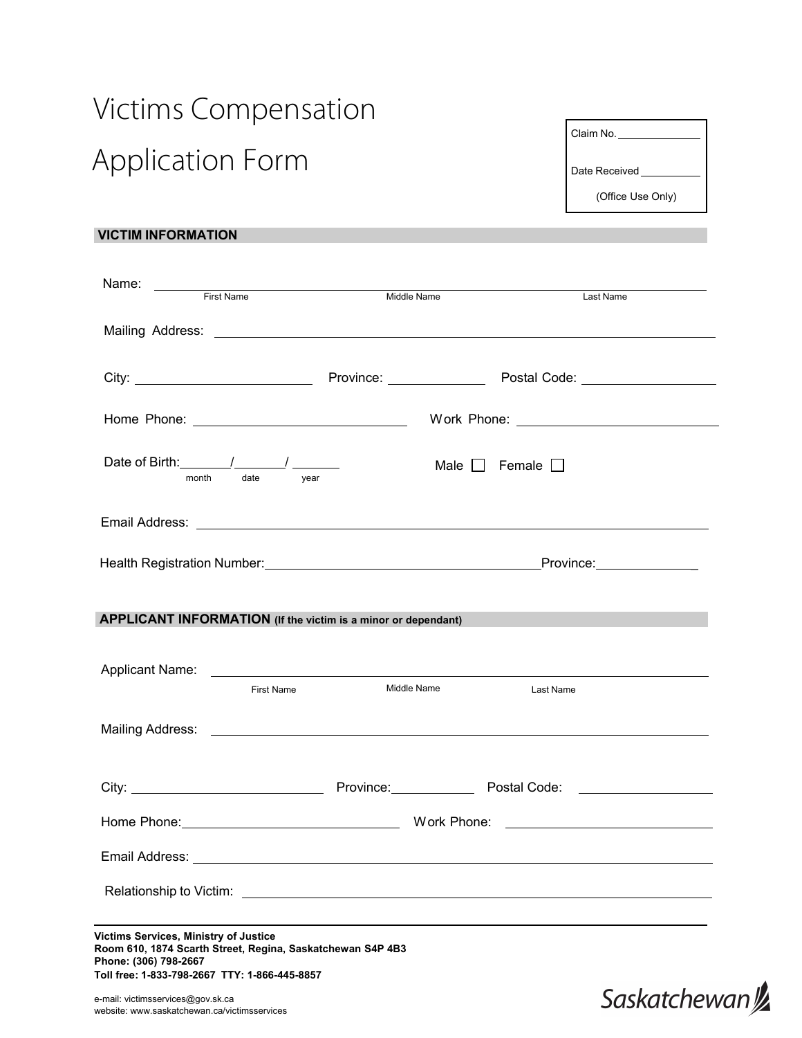# Victims Compensation Application Form

Claim No. \_\_\_\_\_\_\_\_\_\_\_\_

Date Received \_\_\_\_\_\_\_\_\_\_

(Office Use Only)

## VICTIM INFORMATION

Name: \_\_\_\_\_\_\_\_\_\_\_\_\_\_\_\_\_\_\_\_\_\_\_\_\_\_\_\_\_\_\_\_\_\_\_\_\_\_\_\_\_\_\_\_\_\_\_\_
First Name Middle Name Last Name

Mailing Address: \_\_\_\_\_\_\_\_\_\_\_\_\_\_\_\_\_\_\_\_\_\_\_\_\_\_\_\_\_\_\_\_\_\_\_\_\_\_\_\_\_\_\_\_\_\_\_\_

City: \_\_\_\_\_\_\_\_\_\_\_\_\_\_\_\_\_\_ Province: \_\_\_\_\_\_\_\_\_\_ Postal Code: \_\_\_\_\_\_\_\_\_\_\_\_\_\_

Home Phone: \_\_\_\_\_\_\_\_\_\_\_\_\_\_\_\_\_\_\_\_\_\_ Work Phone: \_\_\_\_\_\_\_\_\_\_\_\_\_\_\_\_\_\_\_\_\_\_

Date of Birth: \_\_\_\_\_ / \_\_\_\_\_ / \_\_\_\_\_
month date year

Male ☐ Female ☐

Email Address: \_\_\_\_\_\_\_\_\_\_\_\_\_\_\_\_\_\_\_\_\_\_\_\_\_\_\_\_\_\_\_\_\_\_\_\_\_\_\_\_\_\_\_\_\_\_\_\_

Health Registration Number: \_\_\_\_\_\_\_\_\_\_\_\_\_\_\_\_\_\_\_\_\_\_\_\_\_\_\_\_ Province: \_\_\_\_\_\_\_\_\_\_\_

## APPLICANT INFORMATION (If the victim is a minor or dependant)

Applicant Name: \_\_\_\_\_\_\_\_\_\_\_\_\_\_\_\_\_\_\_\_\_\_\_\_\_\_\_\_\_\_\_\_\_\_\_\_\_\_\_\_\_\_\_\_\_\_\_\_
First Name Middle Name Last Name

Mailing Address: \_\_\_\_\_\_\_\_\_\_\_\_\_\_\_\_\_\_\_\_\_\_\_\_\_\_\_\_\_\_\_\_\_\_\_\_\_\_\_\_\_\_\_\_\_\_\_\_

City: \_\_\_\_\_\_\_\_\_\_\_\_\_\_\_\_\_\_ Province: \_\_\_\_\_\_\_\_\_\_ Postal Code: \_\_\_\_\_\_\_\_\_\_\_\_\_\_

Home Phone: \_\_\_\_\_\_\_\_\_\_\_\_\_\_\_\_\_\_\_\_\_\_ Work Phone: \_\_\_\_\_\_\_\_\_\_\_\_\_\_\_\_\_\_\_\_\_\_

Email Address: \_\_\_\_\_\_\_\_\_\_\_\_\_\_\_\_\_\_\_\_\_\_\_\_\_\_\_\_\_\_\_\_\_\_\_\_\_\_\_\_\_\_\_\_\_\_\_\_

Relationship to Victim: \_\_\_\_\_\_\_\_\_\_\_\_\_\_\_\_\_\_\_\_\_\_\_\_\_\_\_\_\_\_\_\_\_\_\_\_\_\_\_\_\_\_\_\_

**Victims Services, Ministry of Justice**
**Room 610, 1874 Scarth Street, Regina, Saskatchewan S4P 4B3**
**Phone: (306) 798-2667**
**Toll free: 1-833-798-2667 TTY: 1-866-445-8857**

e-mail: victimsservices@gov.sk.ca
website: www.saskatchewan.ca/victimsservices

Saskatchewan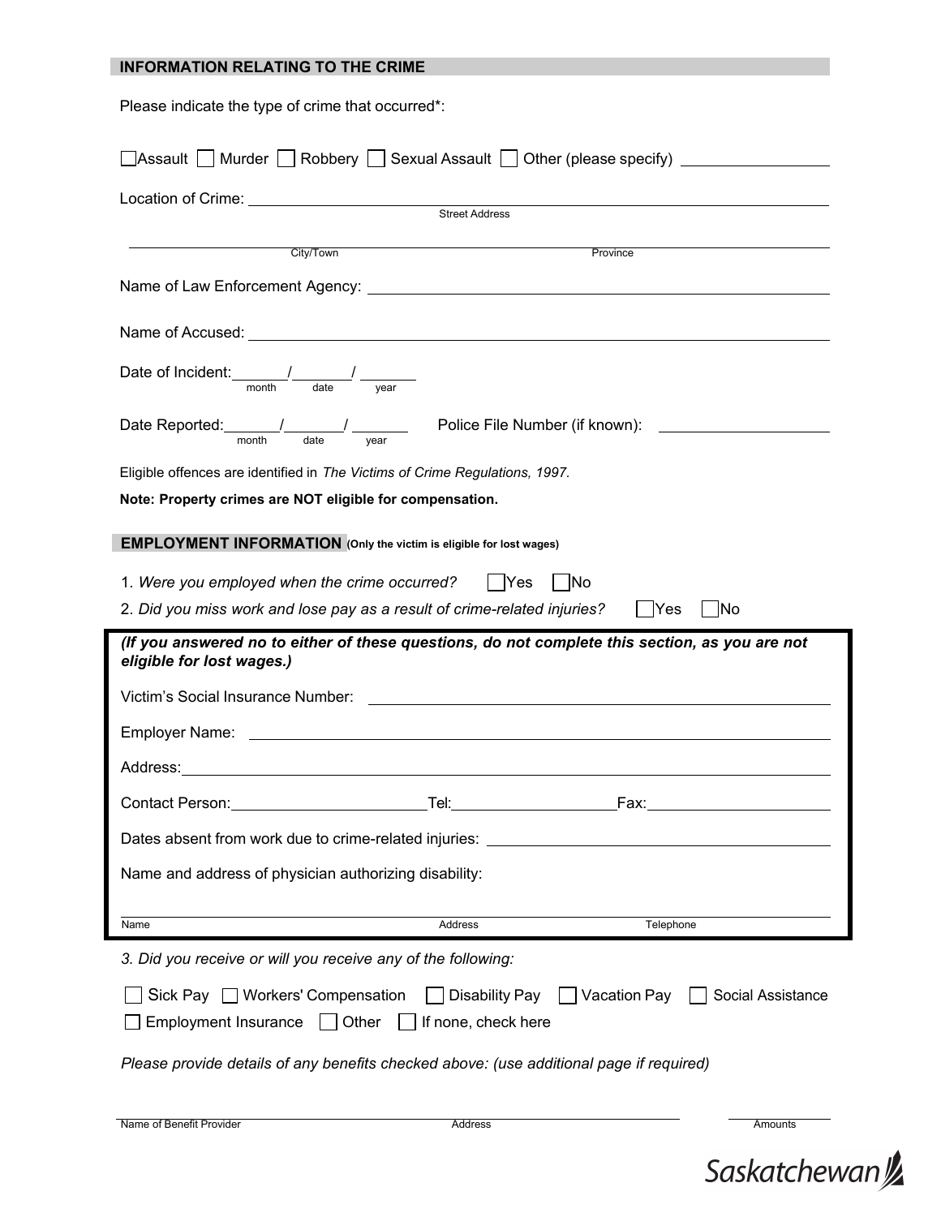## INFORMATION RELATING TO THE CRIME

Please indicate the type of crime that occurred*:

☐ Assault ☐ Murder ☐ Robbery ☐ Sexual Assault ☐ Other (please specify) ____________

Location of Crime: ______________________________
Street Address

______________________________ ______________________________
City/Town Province

Name of Law Enforcement Agency: ______________________________

Name of Accused: ______________________________

Date of Incident: ______ / ______ / ______
month date year

Date Reported: ______ / ______ / ______ Police File Number (if known): ____________
month date year

Eligible offences are identified in *The Victims of Crime Regulations, 1997*.

**Note: Property crimes are NOT eligible for compensation.**

## EMPLOYMENT INFORMATION (Only the victim is eligible for lost wages)

1. *Were you employed when the crime occurred?* ☐ Yes ☐ No
2. *Did you miss work and lose pay as a result of crime-related injuries?* ☐ Yes ☐ No

***(If you answered no to either of these questions, do not complete this section, as you are not eligible for lost wages.)***

Victim's Social Insurance Number: ______________________________

Employer Name: ______________________________

Address: ______________________________

Contact Person: ______________ Tel: ______________ Fax: ______________

Dates absent from work due to crime-related injuries: ______________________________

Name and address of physician authorizing disability:

______________________________
Name Address Telephone

3. *Did you receive or will you receive any of the following:*

☐ Sick Pay ☐ Workers' Compensation ☐ Disability Pay ☐ Vacation Pay ☐ Social Assistance
☐ Employment Insurance ☐ Other ☐ If none, check here

*Please provide details of any benefits checked above: (use additional page if required)*

______________________________ ______________
Name of Benefit Provider Address Amounts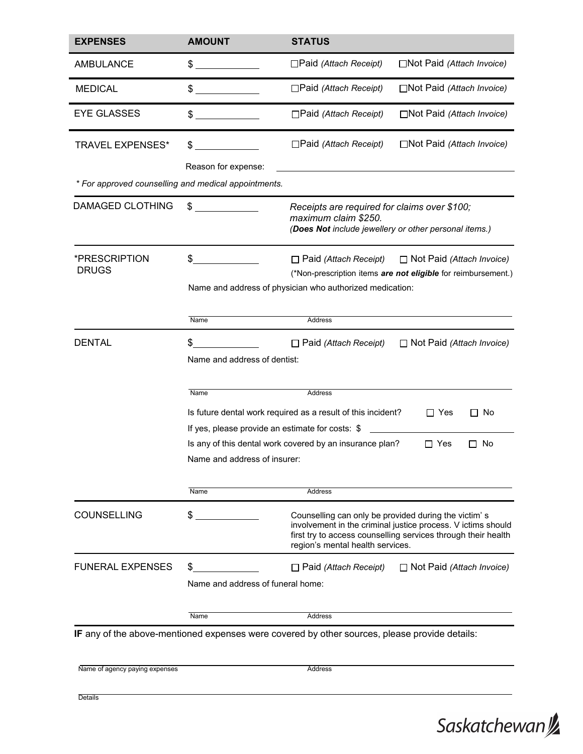| EXPENSES | AMOUNT | STATUS | |
|---|---|---|---|
| AMBULANCE | $ ____________ | ☐Paid *(Attach Receipt)* | ☐Not Paid *(Attach Invoice)* |
| MEDICAL | $ ____________ | ☐Paid *(Attach Receipt)* | ☐Not Paid *(Attach Invoice)* |
| EYE GLASSES | $ ____________ | ☐Paid *(Attach Receipt)* | ☐Not Paid *(Attach Invoice)* |
| TRAVEL EXPENSES* | $ ____________ | ☐Paid *(Attach Receipt)* | ☐Not Paid *(Attach Invoice)* |

Reason for expense: ________________________________

*\* For approved counselling and medical appointments.*

DAMAGED CLOTHING $ ____________

*Receipts are required for claims over $100; maximum claim $250.*
*(**Does Not** include jewellery or other personal items.)*

*PRESCRIPTION DRUGS $ ____________ ☐ Paid *(Attach Receipt)* ☐ Not Paid *(Attach Invoice)*

(*Non-prescription items ***are not eligible*** for reimbursement.)

Name and address of physician who authorized medication:

Name ____________ Address ____________

DENTAL $ ____________ ☐ Paid *(Attach Receipt)* ☐ Not Paid *(Attach Invoice)*

Name and address of dentist:

Name ____________ Address ____________

Is future dental work required as a result of this incident? ☐ Yes ☐ No

If yes, please provide an estimate for costs: $ ____________

Is any of this dental work covered by an insurance plan? ☐ Yes ☐ No

Name and address of insurer:

Name ____________ Address ____________

COUNSELLING $ ____________

Counselling can only be provided during the victim' s involvement in the criminal justice process. V ictims should first try to access counselling services through their health region's mental health services.

FUNERAL EXPENSES $ ____________ ☐ Paid *(Attach Receipt)* ☐ Not Paid *(Attach Invoice)*

Name and address of funeral home:

Name ____________ Address ____________

**IF** any of the above-mentioned expenses were covered by other sources, please provide details:

Name of agency paying expenses ____________ Address ____________

Details ____________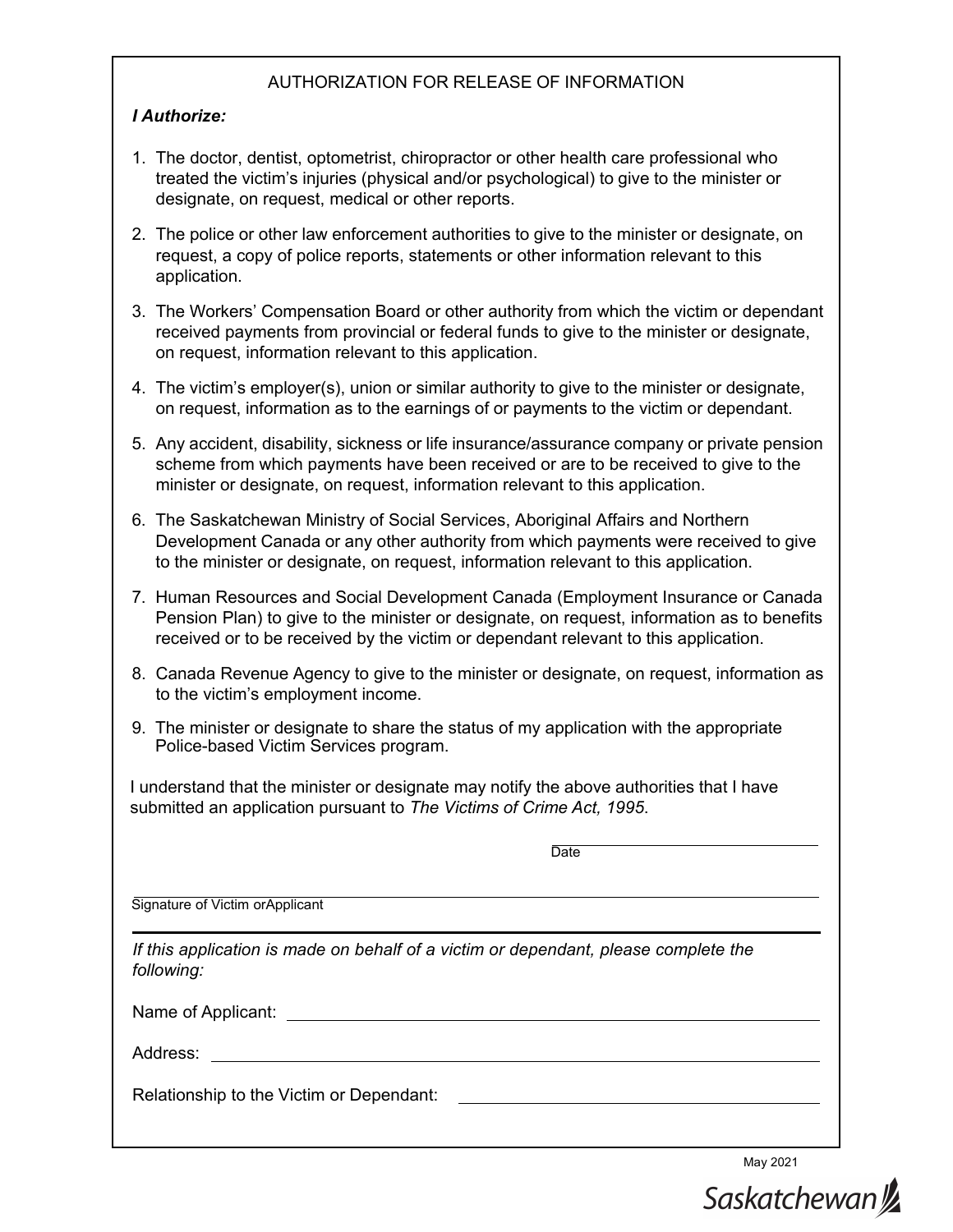## AUTHORIZATION FOR RELEASE OF INFORMATION

***I Authorize:***

1. The doctor, dentist, optometrist, chiropractor or other health care professional who treated the victim's injuries (physical and/or psychological) to give to the minister or designate, on request, medical or other reports.
2. The police or other law enforcement authorities to give to the minister or designate, on request, a copy of police reports, statements or other information relevant to this application.
3. The Workers' Compensation Board or other authority from which the victim or dependant received payments from provincial or federal funds to give to the minister or designate, on request, information relevant to this application.
4. The victim's employer(s), union or similar authority to give to the minister or designate, on request, information as to the earnings of or payments to the victim or dependant.
5. Any accident, disability, sickness or life insurance/assurance company or private pension scheme from which payments have been received or are to be received to give to the minister or designate, on request, information relevant to this application.
6. The Saskatchewan Ministry of Social Services, Aboriginal Affairs and Northern Development Canada or any other authority from which payments were received to give to the minister or designate, on request, information relevant to this application.
7. Human Resources and Social Development Canada (Employment Insurance or Canada Pension Plan) to give to the minister or designate, on request, information as to benefits received or to be received by the victim or dependant relevant to this application.
8. Canada Revenue Agency to give to the minister or designate, on request, information as to the victim's employment income.
9. The minister or designate to share the status of my application with the appropriate Police-based Victim Services program.

I understand that the minister or designate may notify the above authorities that I have submitted an application pursuant to *The Victims of Crime Act, 1995*.

Date ______________________________

______________________________
Signature of Victim orApplicant

*If this application is made on behalf of a victim or dependant, please complete the following:*

Name of Applicant: ______________________________

Address: ______________________________

Relationship to the Victim or Dependant: ______________________________

May 2021

Saskatchewan